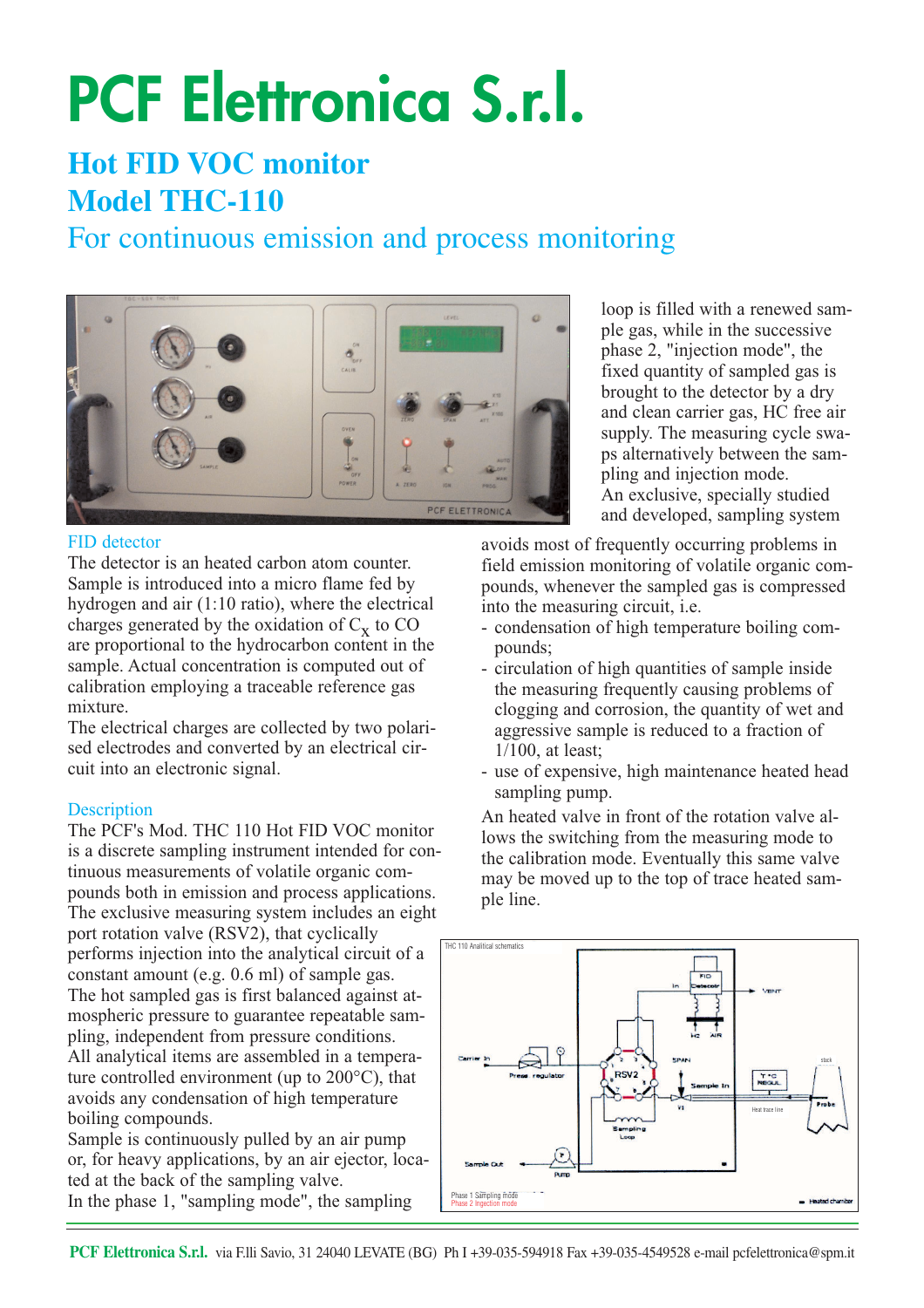# PCF Elettronica S.r.l.

## Hot FID VOC monitor
## Model THC-110

### For continuous emission and process monitoring

### FID detector

The detector is an heated carbon atom counter. Sample is introduced into a micro flame fed by hydrogen and air (1:10 ratio), where the electrical charges generated by the oxidation of $C_X$ to CO are proportional to the hydrocarbon content in the sample. Actual concentration is computed out of calibration employing a traceable reference gas mixture.

The electrical charges are collected by two polarised electrodes and converted by an electrical circuit into an electronic signal.

### Description

The PCF's Mod. THC 110 Hot FID VOC monitor is a discrete sampling instrument intended for continuous measurements of volatile organic compounds both in emission and process applications.

The exclusive measuring system includes an eight port rotation valve (RSV2), that cyclically performs injection into the analytical circuit of a constant amount (e.g. 0.6 ml) of sample gas.

The hot sampled gas is first balanced against atmospheric pressure to guarantee repeatable sampling, independent from pressure conditions.

All analytical items are assembled in a temperature controlled environment (up to 200°C), that avoids any condensation of high temperature boiling compounds.

Sample is continuously pulled by an air pump or, for heavy applications, by an air ejector, located at the back of the sampling valve.

In the phase 1, "sampling mode", the sampling loop is filled with a renewed sample gas, while in the successive phase 2, "injection mode", the fixed quantity of sampled gas is brought to the detector by a dry and clean carrier gas, HC free air supply. The measuring cycle swaps alternatively between the sampling and injection mode.

An exclusive, specially studied and developed, sampling system avoids most of frequently occurring problems in field emission monitoring of volatile organic compounds, whenever the sampled gas is compressed into the measuring circuit, i.e.

- condensation of high temperature boiling compounds;
- circulation of high quantities of sample inside the measuring frequently causing problems of clogging and corrosion, the quantity of wet and aggressive sample is reduced to a fraction of 1/100, at least;
- use of expensive, high maintenance heated head sampling pump.

An heated valve in front of the rotation valve allows the switching from the measuring mode to the calibration mode. Eventually this same valve may be moved up to the top of trace heated sample line.

THC 110 Analitical schematics

Phase 1 Sampling mode
Phase 2 Injection mode

**PCF Elettronica S.r.l.** via F.lli Savio, 31 24040 LEVATE (BG) Ph I +39-035-594918 Fax +39-035-4549528 e-mail pcfelettronica@spm.it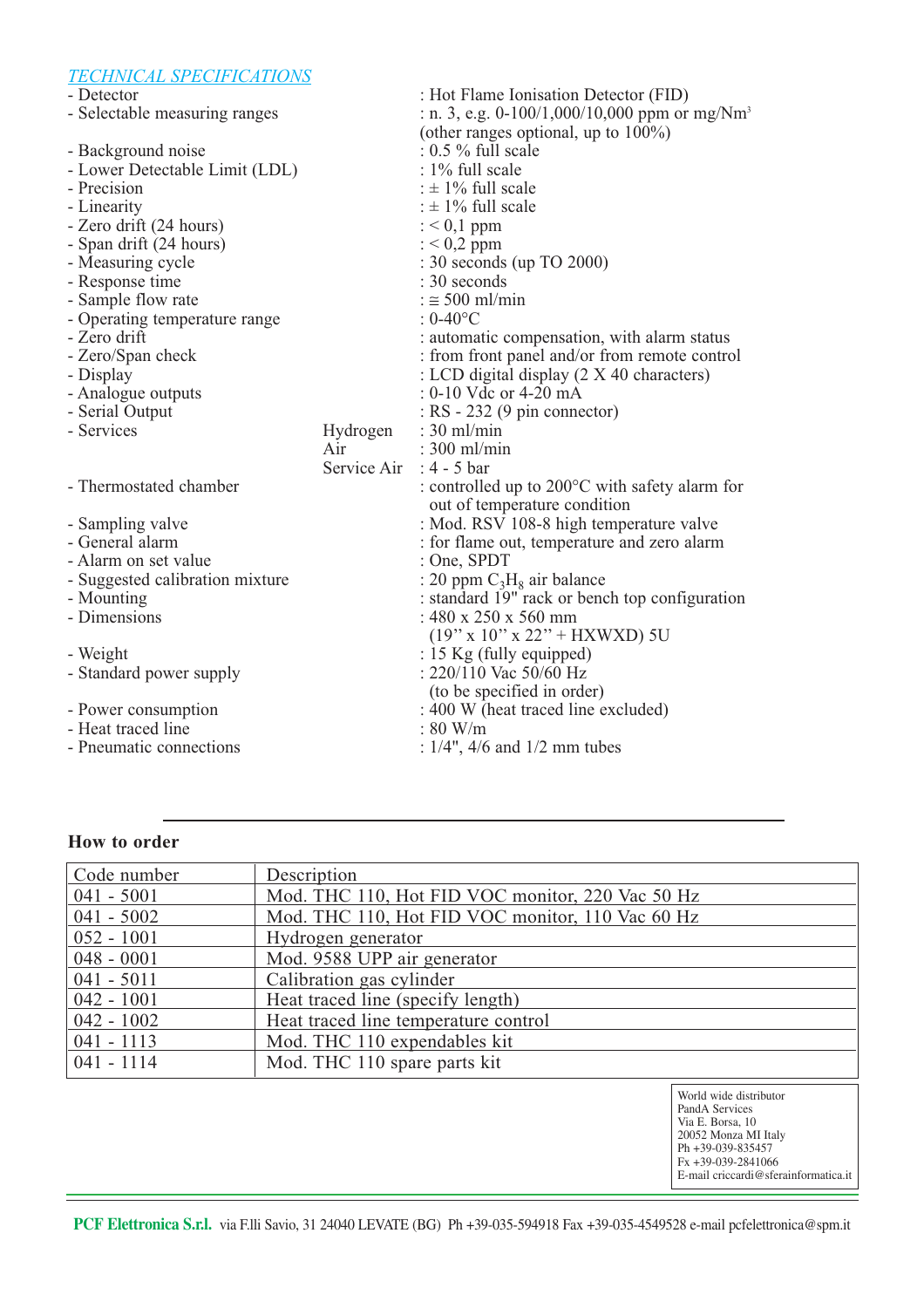## *TECHNICAL SPECIFICATIONS*

| | | |
|---|---|---|
| - Detector | | : Hot Flame Ionisation Detector (FID) |
| - Selectable measuring ranges | | : n. 3, e.g. 0-100/1,000/10,000 ppm or mg/Nm$^3$ (other ranges optional, up to 100%) |
| - Background noise | | : 0.5 % full scale |
| - Lower Detectable Limit (LDL) | | : 1% full scale |
| - Precision | | : ± 1% full scale |
| - Linearity | | : ± 1% full scale |
| - Zero drift (24 hours) | | : < 0,1 ppm |
| - Span drift (24 hours) | | : < 0,2 ppm |
| - Measuring cycle | | : 30 seconds (up TO 2000) |
| - Response time | | : 30 seconds |
| - Sample flow rate | | : ≅ 500 ml/min |
| - Operating temperature range | | : 0-40°C |
| - Zero drift | | : automatic compensation, with alarm status |
| - Zero/Span check | | : from front panel and/or from remote control |
| - Display | | : LCD digital display (2 X 40 characters) |
| - Analogue outputs | | : 0-10 Vdc or 4-20 mA |
| - Serial Output | | : RS - 232 (9 pin connector) |
| - Services | Hydrogen | : 30 ml/min |
| | Air | : 300 ml/min |
| | Service Air | : 4 - 5 bar |
| - Thermostated chamber | | : controlled up to 200°C with safety alarm for out of temperature condition |
| - Sampling valve | | : Mod. RSV 108-8 high temperature valve |
| - General alarm | | : for flame out, temperature and zero alarm |
| - Alarm on set value | | : One, SPDT |
| - Suggested calibration mixture | | : 20 ppm $C_3H_8$ air balance |
| - Mounting | | : standard 19" rack or bench top configuration |
| - Dimensions | | : 480 x 250 x 560 mm (19" x 10" x 22" + HXWXD) 5U |
| - Weight | | : 15 Kg (fully equipped) |
| - Standard power supply | | : 220/110 Vac 50/60 Hz (to be specified in order) |
| - Power consumption | | : 400 W (heat traced line excluded) |
| - Heat traced line | | : 80 W/m |
| - Pneumatic connections | | : 1/4", 4/6 and 1/2 mm tubes |

**How to order**

| Code number | Description |
|---|---|
| 041 - 5001 | Mod. THC 110, Hot FID VOC monitor, 220 Vac 50 Hz |
| 041 - 5002 | Mod. THC 110, Hot FID VOC monitor, 110 Vac 60 Hz |
| 052 - 1001 | Hydrogen generator |
| 048 - 0001 | Mod. 9588 UPP air generator |
| 041 - 5011 | Calibration gas cylinder |
| 042 - 1001 | Heat traced line (specify length) |
| 042 - 1002 | Heat traced line temperature control |
| 041 - 1113 | Mod. THC 110 expendables kit |
| 041 - 1114 | Mod. THC 110 spare parts kit |

World wide distributor
PandA Services
Via E. Borsa, 10
20052 Monza MI Italy
Ph +39-039-835457
Fx +39-039-2841066
E-mail criccardi@sferainformatica.it

**PCF Elettronica S.r.l.** via F.lli Savio, 31 24040 LEVATE (BG) Ph +39-035-594918 Fax +39-035-4549528 e-mail pcfelettronica@spm.it